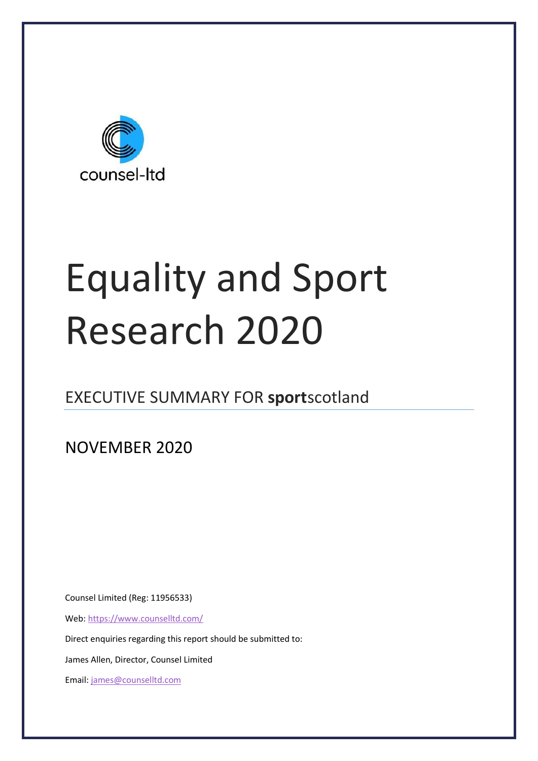counsel-ltd

# Equality and Sport Research 2020

## EXECUTIVE SUMMARY FOR **sport**scotland

NOVEMBER 2020

Counsel Limited (Reg: 11956533)

Web: https://www.counselltd.com/

Direct enquiries regarding this report should be submitted to:

James Allen, Director, Counsel Limited

Email: james@counselltd.com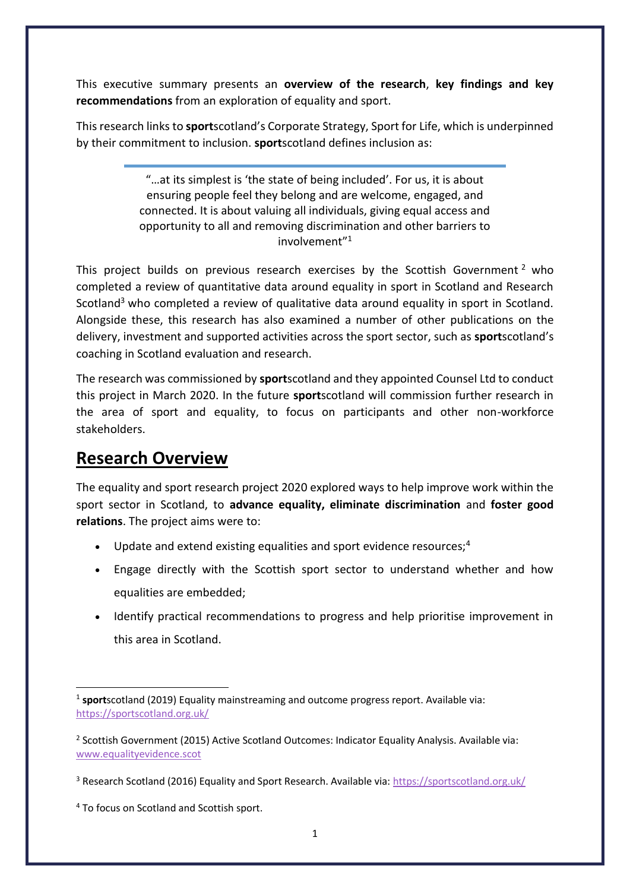This executive summary presents an **overview of the research**, **key findings and key recommendations** from an exploration of equality and sport.

This research links to **sport**scotland's Corporate Strategy, Sport for Life, which is underpinned by their commitment to inclusion. **sport**scotland defines inclusion as:

> "…at its simplest is 'the state of being included'. For us, it is about ensuring people feel they belong and are welcome, engaged, and connected. It is about valuing all individuals, giving equal access and opportunity to all and removing discrimination and other barriers to involvement"[1]

This project builds on previous research exercises by the Scottish Government[2] who completed a review of quantitative data around equality in sport in Scotland and Research Scotland[3] who completed a review of qualitative data around equality in sport in Scotland. Alongside these, this research has also examined a number of other publications on the delivery, investment and supported activities across the sport sector, such as **sport**scotland's coaching in Scotland evaluation and research.

The research was commissioned by **sport**scotland and they appointed Counsel Ltd to conduct this project in March 2020. In the future **sport**scotland will commission further research in the area of sport and equality, to focus on participants and other non-workforce stakeholders.

## Research Overview

The equality and sport research project 2020 explored ways to help improve work within the sport sector in Scotland, to **advance equality, eliminate discrimination** and **foster good relations**. The project aims were to:

- Update and extend existing equalities and sport evidence resources;[4]
- Engage directly with the Scottish sport sector to understand whether and how equalities are embedded;
- Identify practical recommendations to progress and help prioritise improvement in this area in Scotland.

---

[1] **sport**scotland (2019) Equality mainstreaming and outcome progress report. Available via: https://sportscotland.org.uk/

[2] Scottish Government (2015) Active Scotland Outcomes: Indicator Equality Analysis. Available via: www.equalityevidence.scot

[3] Research Scotland (2016) Equality and Sport Research. Available via: https://sportscotland.org.uk/

[4] To focus on Scotland and Scottish sport.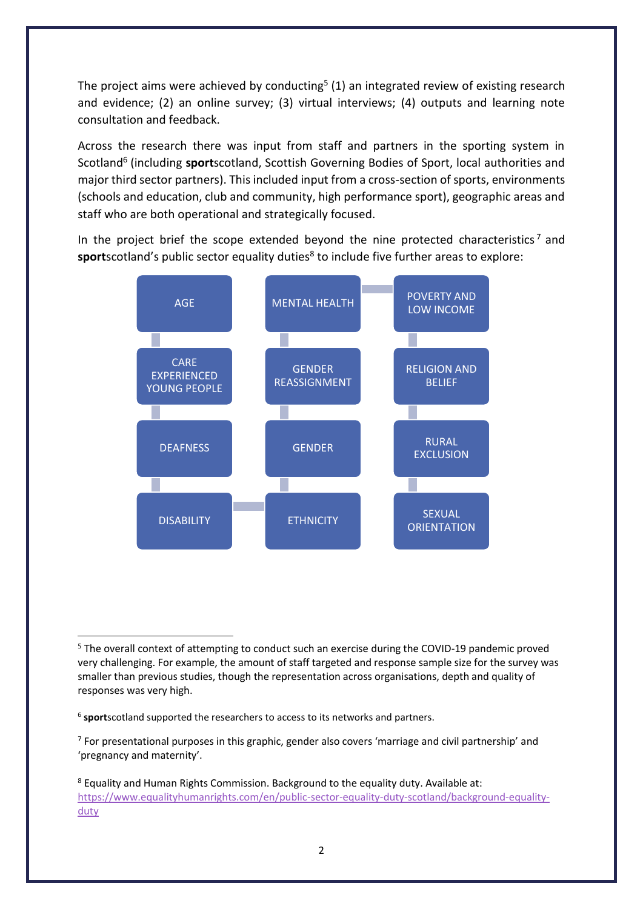The project aims were achieved by conducting[5] (1) an integrated review of existing research and evidence; (2) an online survey; (3) virtual interviews; (4) outputs and learning note consultation and feedback.

Across the research there was input from staff and partners in the sporting system in Scotland[6] (including **sport**scotland, Scottish Governing Bodies of Sport, local authorities and major third sector partners). This included input from a cross-section of sports, environments (schools and education, club and community, high performance sport), geographic areas and staff who are both operational and strategically focused.

In the project brief the scope extended beyond the nine protected characteristics[7] and **sport**scotland's public sector equality duties[8] to include five further areas to explore:

- AGE
- CARE EXPERIENCED YOUNG PEOPLE
- DEAFNESS
- DISABILITY
- ETHNICITY
- GENDER
- GENDER REASSIGNMENT
- MENTAL HEALTH
- POVERTY AND LOW INCOME
- RELIGION AND BELIEF
- RURAL EXCLUSION
- SEXUAL ORIENTATION

---

[5] The overall context of attempting to conduct such an exercise during the COVID-19 pandemic proved very challenging. For example, the amount of staff targeted and response sample size for the survey was smaller than previous studies, though the representation across organisations, depth and quality of responses was very high.

[6] **sport**scotland supported the researchers to access to its networks and partners.

[7] For presentational purposes in this graphic, gender also covers 'marriage and civil partnership' and 'pregnancy and maternity'.

[8] Equality and Human Rights Commission. Background to the equality duty. Available at: https://www.equalityhumanrights.com/en/public-sector-equality-duty-scotland/background-equality-duty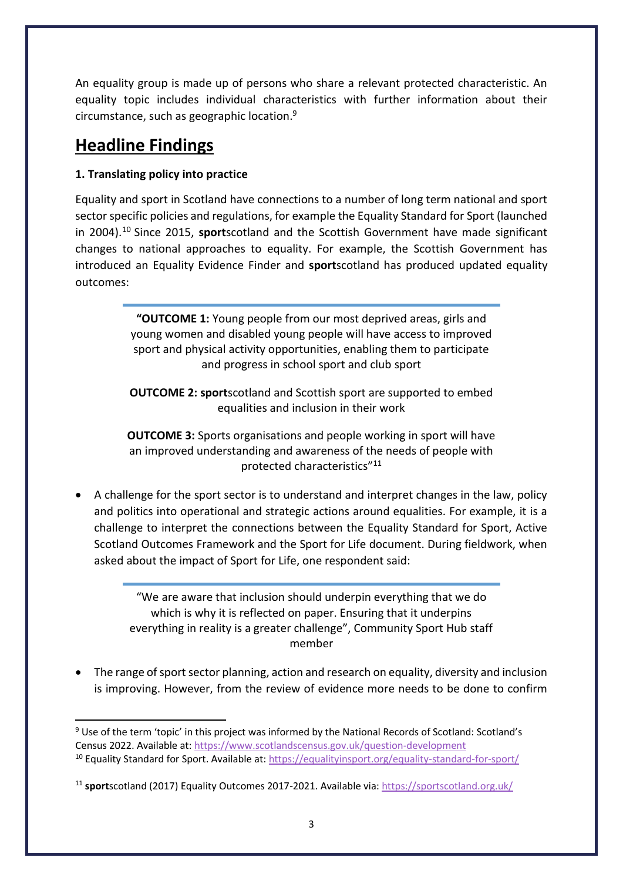An equality group is made up of persons who share a relevant protected characteristic. An equality topic includes individual characteristics with further information about their circumstance, such as geographic location.[9]

## Headline Findings

**1. Translating policy into practice**

Equality and sport in Scotland have connections to a number of long term national and sport sector specific policies and regulations, for example the Equality Standard for Sport (launched in 2004).[10] Since 2015, **sport**scotland and the Scottish Government have made significant changes to national approaches to equality. For example, the Scottish Government has introduced an Equality Evidence Finder and **sport**scotland has produced updated equality outcomes:

> "**OUTCOME 1:** Young people from our most deprived areas, girls and young women and disabled young people will have access to improved sport and physical activity opportunities, enabling them to participate and progress in school sport and club sport
>
> **OUTCOME 2: sport**scotland and Scottish sport are supported to embed equalities and inclusion in their work
>
> **OUTCOME 3:** Sports organisations and people working in sport will have an improved understanding and awareness of the needs of people with protected characteristics"[11]

- A challenge for the sport sector is to understand and interpret changes in the law, policy and politics into operational and strategic actions around equalities. For example, it is a challenge to interpret the connections between the Equality Standard for Sport, Active Scotland Outcomes Framework and the Sport for Life document. During fieldwork, when asked about the impact of Sport for Life, one respondent said:

> "We are aware that inclusion should underpin everything that we do which is why it is reflected on paper. Ensuring that it underpins everything in reality is a greater challenge", Community Sport Hub staff member

- The range of sport sector planning, action and research on equality, diversity and inclusion is improving. However, from the review of evidence more needs to be done to confirm

---

[9] Use of the term 'topic' in this project was informed by the National Records of Scotland: Scotland's Census 2022. Available at: https://www.scotlandscensus.gov.uk/question-development

[10] Equality Standard for Sport. Available at: https://equalityinsport.org/equality-standard-for-sport/

[11] **sport**scotland (2017) Equality Outcomes 2017-2021. Available via: https://sportscotland.org.uk/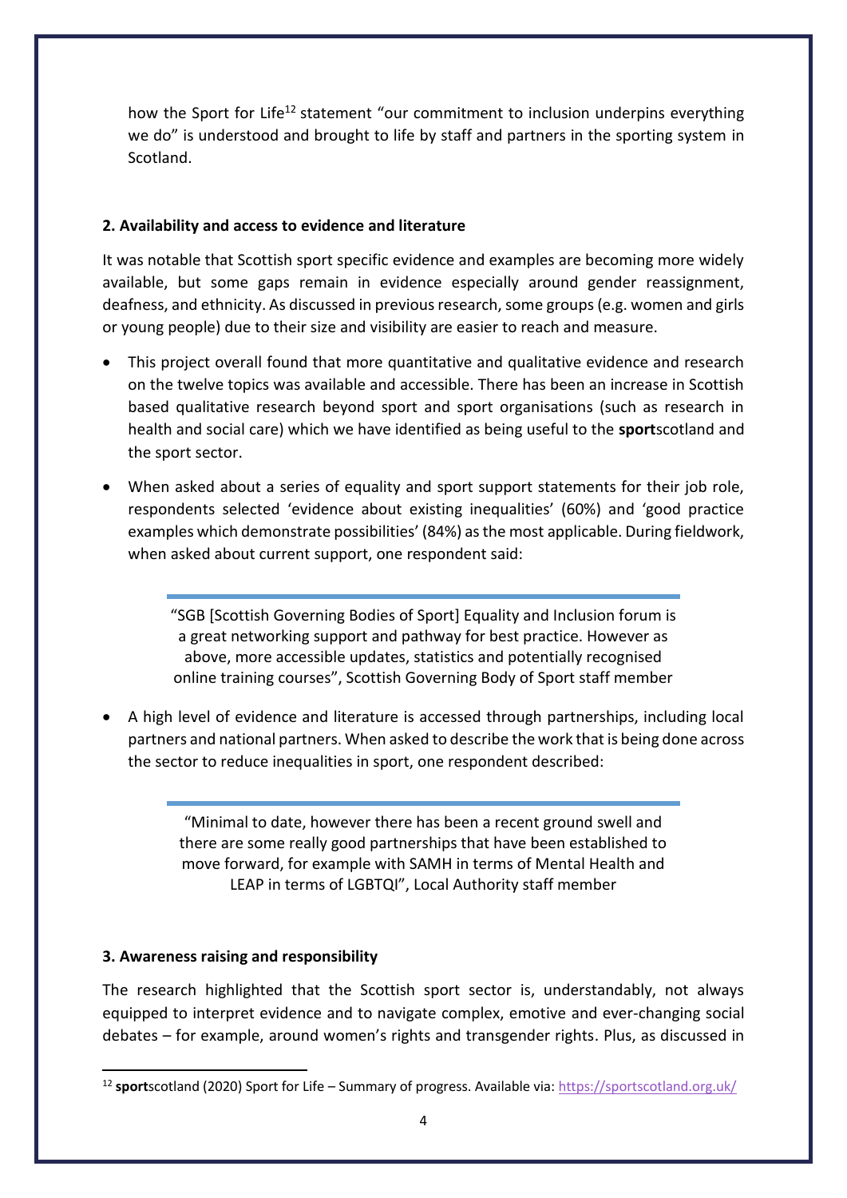how the Sport for Life[12] statement "our commitment to inclusion underpins everything we do" is understood and brought to life by staff and partners in the sporting system in Scotland.

**2. Availability and access to evidence and literature**

It was notable that Scottish sport specific evidence and examples are becoming more widely available, but some gaps remain in evidence especially around gender reassignment, deafness, and ethnicity. As discussed in previous research, some groups (e.g. women and girls or young people) due to their size and visibility are easier to reach and measure.

- This project overall found that more quantitative and qualitative evidence and research on the twelve topics was available and accessible. There has been an increase in Scottish based qualitative research beyond sport and sport organisations (such as research in health and social care) which we have identified as being useful to the **sport**scotland and the sport sector.
- When asked about a series of equality and sport support statements for their job role, respondents selected 'evidence about existing inequalities' (60%) and 'good practice examples which demonstrate possibilities' (84%) as the most applicable. During fieldwork, when asked about current support, one respondent said:

> "SGB [Scottish Governing Bodies of Sport] Equality and Inclusion forum is a great networking support and pathway for best practice. However as above, more accessible updates, statistics and potentially recognised online training courses", Scottish Governing Body of Sport staff member

- A high level of evidence and literature is accessed through partnerships, including local partners and national partners. When asked to describe the work that is being done across the sector to reduce inequalities in sport, one respondent described:

> "Minimal to date, however there has been a recent ground swell and there are some really good partnerships that have been established to move forward, for example with SAMH in terms of Mental Health and LEAP in terms of LGBTQI", Local Authority staff member

**3. Awareness raising and responsibility**

The research highlighted that the Scottish sport sector is, understandably, not always equipped to interpret evidence and to navigate complex, emotive and ever-changing social debates – for example, around women's rights and transgender rights. Plus, as discussed in

[12] **sport**scotland (2020) Sport for Life – Summary of progress. Available via: https://sportscotland.org.uk/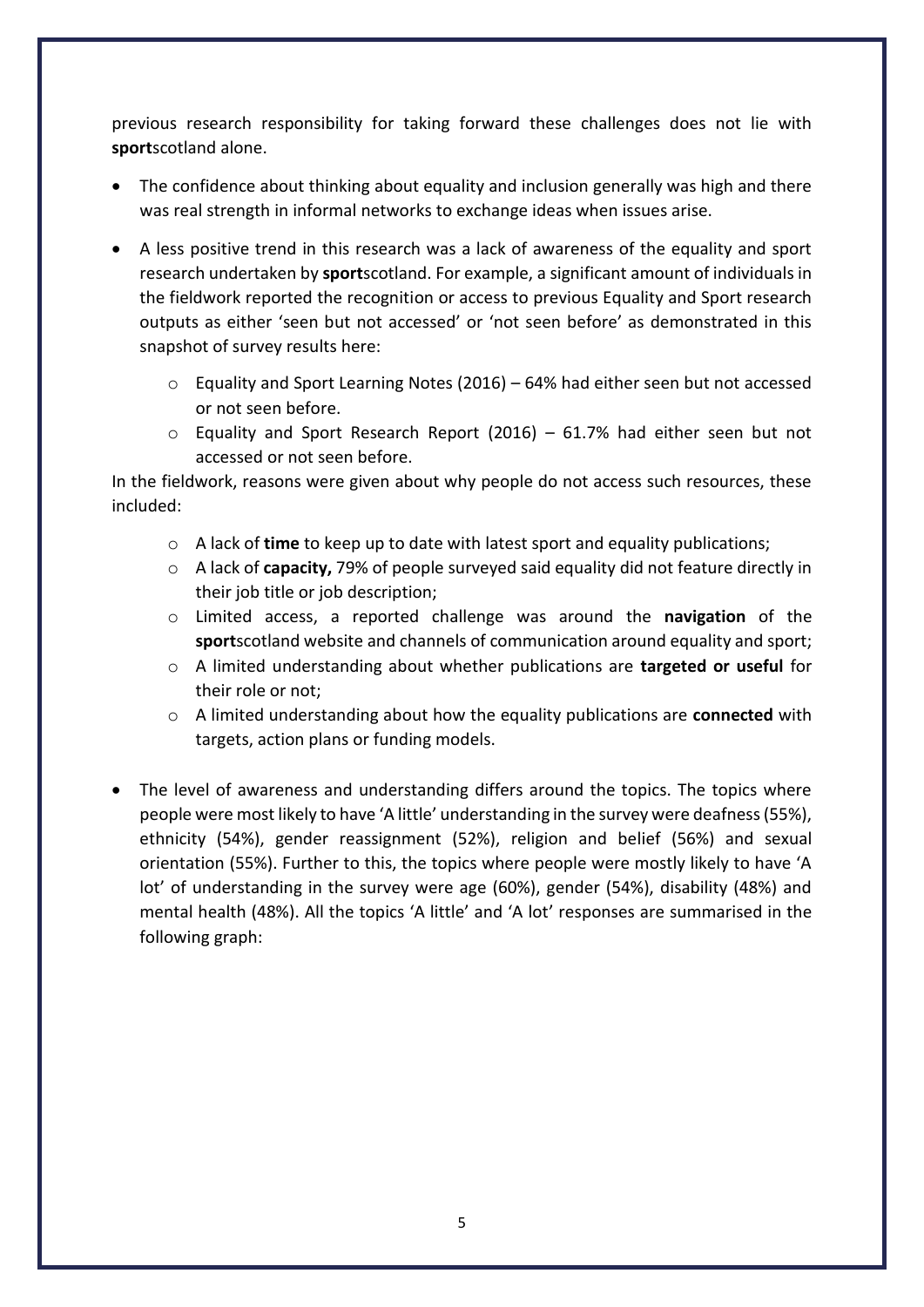previous research responsibility for taking forward these challenges does not lie with **sport**scotland alone.

- The confidence about thinking about equality and inclusion generally was high and there was real strength in informal networks to exchange ideas when issues arise.
- A less positive trend in this research was a lack of awareness of the equality and sport research undertaken by **sport**scotland. For example, a significant amount of individuals in the fieldwork reported the recognition or access to previous Equality and Sport research outputs as either 'seen but not accessed' or 'not seen before' as demonstrated in this snapshot of survey results here:
    - Equality and Sport Learning Notes (2016) – 64% had either seen but not accessed or not seen before.
    - Equality and Sport Research Report (2016) – 61.7% had either seen but not accessed or not seen before.

In the fieldwork, reasons were given about why people do not access such resources, these included:

- A lack of **time** to keep up to date with latest sport and equality publications;
- A lack of **capacity,** 79% of people surveyed said equality did not feature directly in their job title or job description;
- Limited access, a reported challenge was around the **navigation** of the **sport**scotland website and channels of communication around equality and sport;
- A limited understanding about whether publications are **targeted or useful** for their role or not;
- A limited understanding about how the equality publications are **connected** with targets, action plans or funding models.

- The level of awareness and understanding differs around the topics. The topics where people were most likely to have 'A little' understanding in the survey were deafness (55%), ethnicity (54%), gender reassignment (52%), religion and belief (56%) and sexual orientation (55%). Further to this, the topics where people were mostly likely to have 'A lot' of understanding in the survey were age (60%), gender (54%), disability (48%) and mental health (48%). All the topics 'A little' and 'A lot' responses are summarised in the following graph: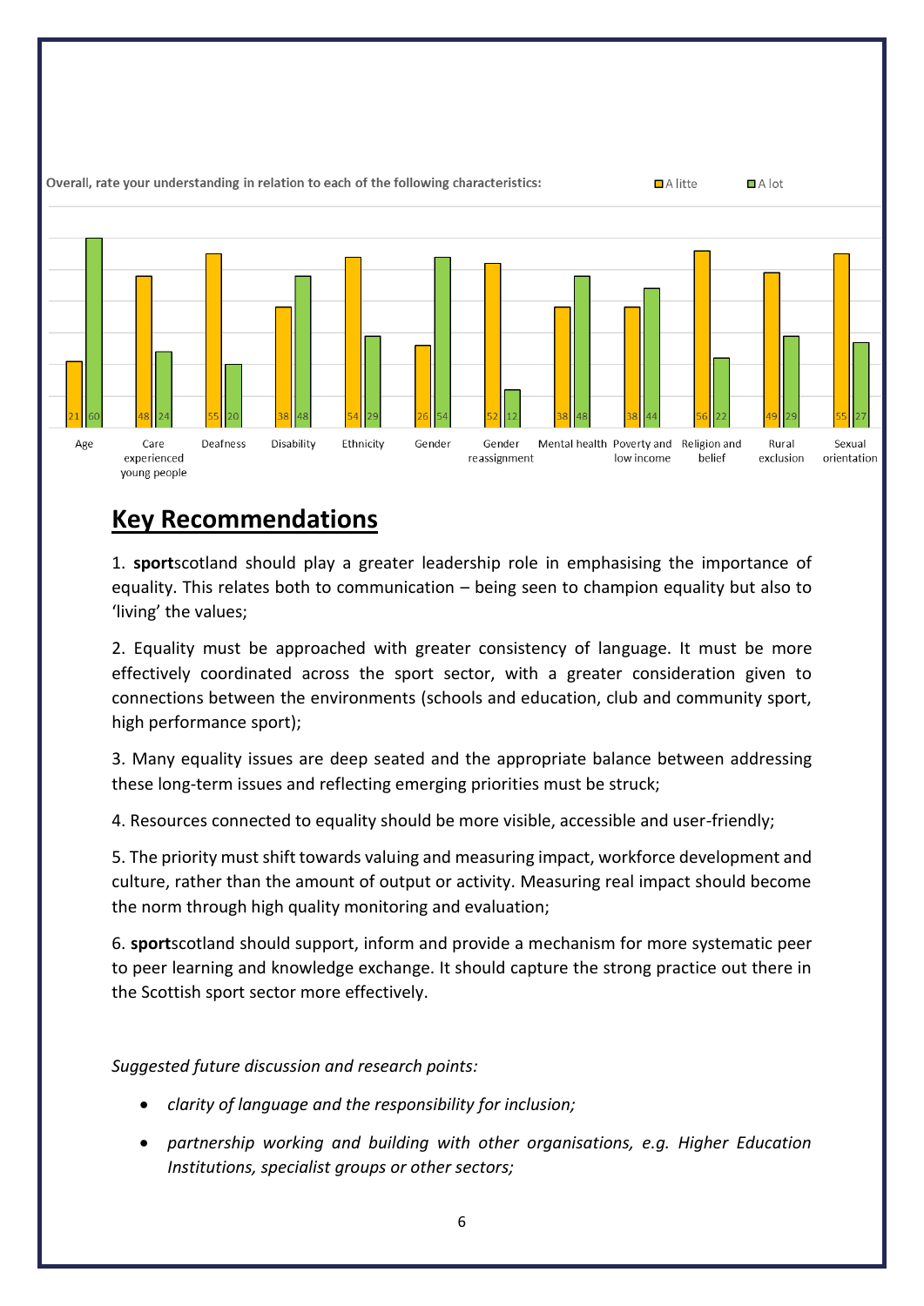Overall, rate your understanding in relation to each of the following characteristics:

| Characteristic | A litte | A lot |
|---|---|---|
| Age | 21 | 60 |
| Care experienced young people | 48 | 24 |
| Deafness | 55 | 20 |
| Disability | 38 | 48 |
| Ethnicity | 54 | 29 |
| Gender | 26 | 54 |
| Gender reassignment | 52 | 12 |
| Mental health | 38 | 48 |
| Poverty and low income | 38 | 44 |
| Religion and belief | 56 | 22 |
| Rural exclusion | 49 | 29 |
| Sexual orientation | 55 | 27 |

## Key Recommendations

1. **sport**scotland should play a greater leadership role in emphasising the importance of equality. This relates both to communication – being seen to champion equality but also to 'living' the values;

2. Equality must be approached with greater consistency of language. It must be more effectively coordinated across the sport sector, with a greater consideration given to connections between the environments (schools and education, club and community sport, high performance sport);

3. Many equality issues are deep seated and the appropriate balance between addressing these long-term issues and reflecting emerging priorities must be struck;

4. Resources connected to equality should be more visible, accessible and user-friendly;

5. The priority must shift towards valuing and measuring impact, workforce development and culture, rather than the amount of output or activity. Measuring real impact should become the norm through high quality monitoring and evaluation;

6. **sport**scotland should support, inform and provide a mechanism for more systematic peer to peer learning and knowledge exchange. It should capture the strong practice out there in the Scottish sport sector more effectively.

*Suggested future discussion and research points:*

- *clarity of language and the responsibility for inclusion;*
- *partnership working and building with other organisations, e.g. Higher Education Institutions, specialist groups or other sectors;*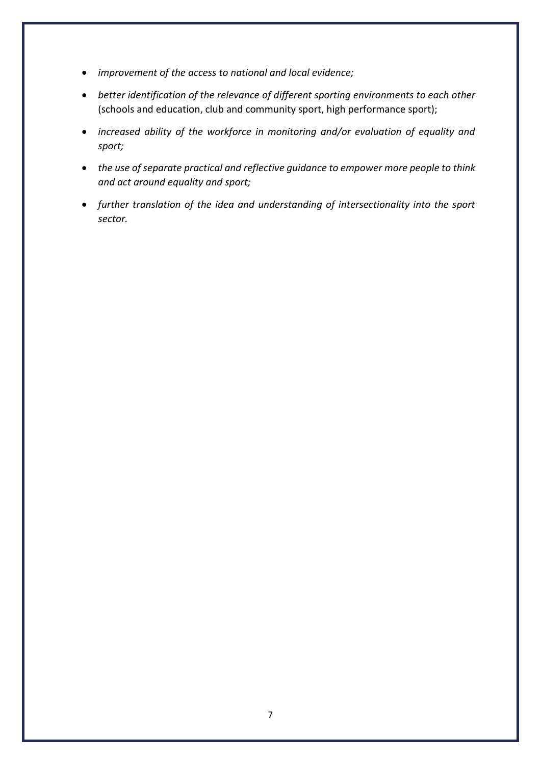- *improvement of the access to national and local evidence;*
- *better identification of the relevance of different sporting environments to each other* (schools and education, club and community sport, high performance sport);
- *increased ability of the workforce in monitoring and/or evaluation of equality and sport;*
- *the use of separate practical and reflective guidance to empower more people to think and act around equality and sport;*
- *further translation of the idea and understanding of intersectionality into the sport sector.*